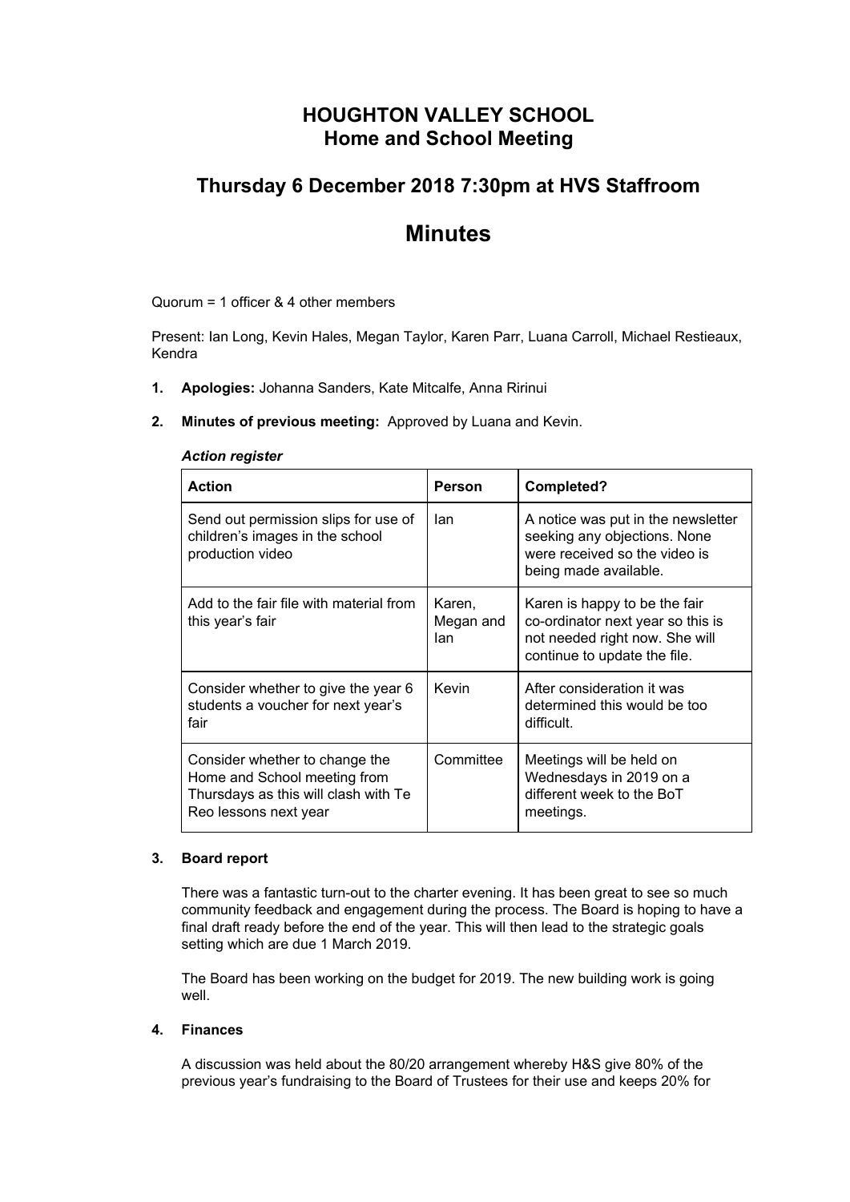# HOUGHTON VALLEY SCHOOL
## Home and School Meeting

## Thursday 6 December 2018 7:30pm at HVS Staffroom

# Minutes

Quorum = 1 officer & 4 other members

Present: Ian Long, Kevin Hales, Megan Taylor, Karen Parr, Luana Carroll, Michael Restieaux, Kendra

1. **Apologies:** Johanna Sanders, Kate Mitcalfe, Anna Ririnui

2. **Minutes of previous meeting:** Approved by Luana and Kevin.

***Action register***

| Action | Person | Completed? |
|---|---|---|
| Send out permission slips for use of children's images in the school production video | Ian | A notice was put in the newsletter seeking any objections. None were received so the video is being made available. |
| Add to the fair file with material from this year's fair | Karen, Megan and Ian | Karen is happy to be the fair co-ordinator next year so this is not needed right now. She will continue to update the file. |
| Consider whether to give the year 6 students a voucher for next year's fair | Kevin | After consideration it was determined this would be too difficult. |
| Consider whether to change the Home and School meeting from Thursdays as this will clash with Te Reo lessons next year | Committee | Meetings will be held on Wednesdays in 2019 on a different week to the BoT meetings. |

3. **Board report**

There was a fantastic turn-out to the charter evening. It has been great to see so much community feedback and engagement during the process. The Board is hoping to have a final draft ready before the end of the year. This will then lead to the strategic goals setting which are due 1 March 2019.

The Board has been working on the budget for 2019. The new building work is going well.

4. **Finances**

A discussion was held about the 80/20 arrangement whereby H&S give 80% of the previous year's fundraising to the Board of Trustees for their use and keeps 20% for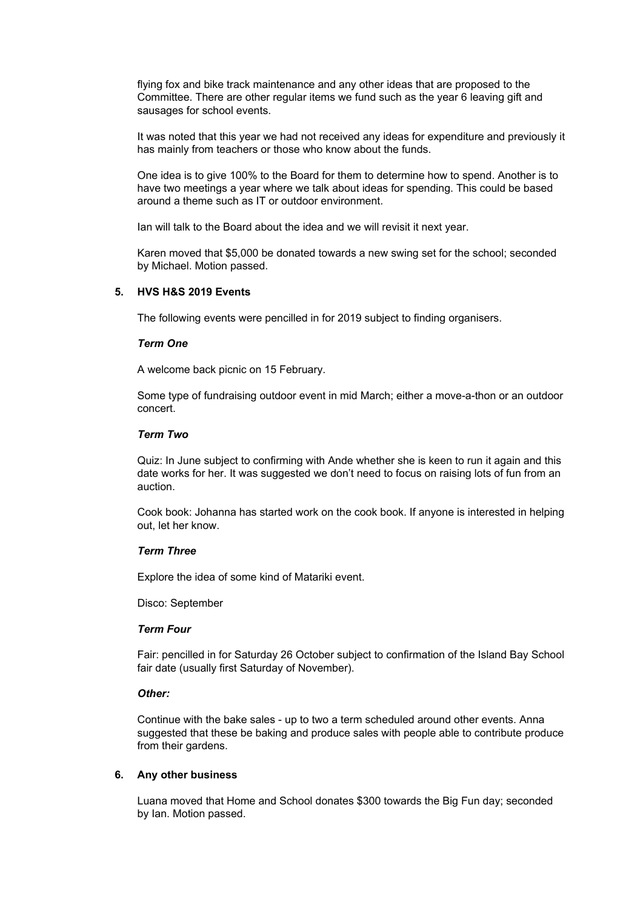flying fox and bike track maintenance and any other ideas that are proposed to the Committee. There are other regular items we fund such as the year 6 leaving gift and sausages for school events.

It was noted that this year we had not received any ideas for expenditure and previously it has mainly from teachers or those who know about the funds.

One idea is to give 100% to the Board for them to determine how to spend. Another is to have two meetings a year where we talk about ideas for spending. This could be based around a theme such as IT or outdoor environment.

Ian will talk to the Board about the idea and we will revisit it next year.

Karen moved that $5,000 be donated towards a new swing set for the school; seconded by Michael. Motion passed.

**5. HVS H&S 2019 Events**

The following events were pencilled in for 2019 subject to finding organisers.

***Term One***

A welcome back picnic on 15 February.

Some type of fundraising outdoor event in mid March; either a move-a-thon or an outdoor concert.

***Term Two***

Quiz: In June subject to confirming with Ande whether she is keen to run it again and this date works for her. It was suggested we don't need to focus on raising lots of fun from an auction.

Cook book: Johanna has started work on the cook book. If anyone is interested in helping out, let her know.

***Term Three***

Explore the idea of some kind of Matariki event.

Disco: September

***Term Four***

Fair: pencilled in for Saturday 26 October subject to confirmation of the Island Bay School fair date (usually first Saturday of November).

***Other:***

Continue with the bake sales - up to two a term scheduled around other events. Anna suggested that these be baking and produce sales with people able to contribute produce from their gardens.

**6. Any other business**

Luana moved that Home and School donates $300 towards the Big Fun day; seconded by Ian. Motion passed.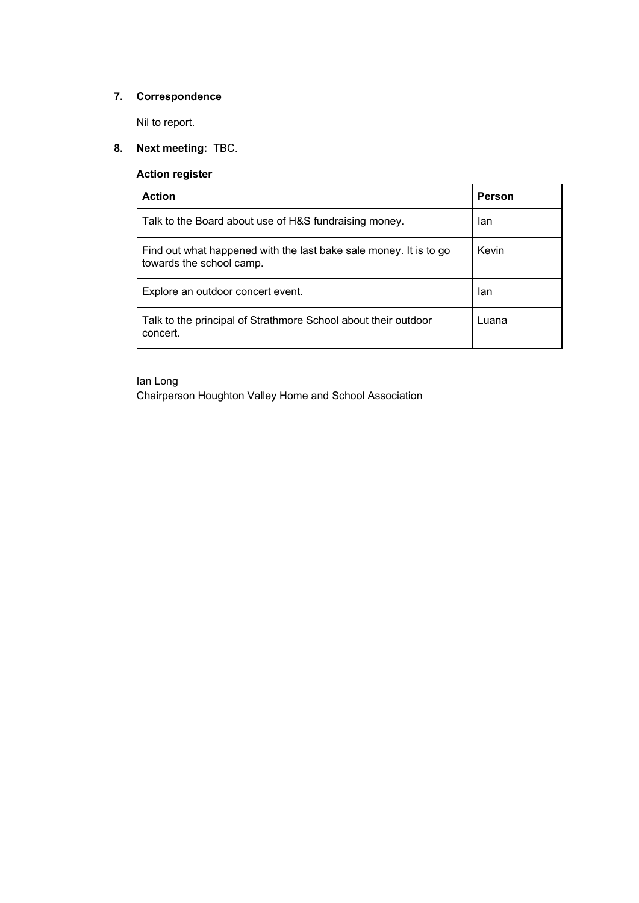## 7. Correspondence

Nil to report.

## 8. Next meeting: TBC.

**Action register**

| Action | Person |
|---|---|
| Talk to the Board about use of H&S fundraising money. | Ian |
| Find out what happened with the last bake sale money. It is to go towards the school camp. | Kevin |
| Explore an outdoor concert event. | Ian |
| Talk to the principal of Strathmore School about their outdoor concert. | Luana |

Ian Long
Chairperson Houghton Valley Home and School Association